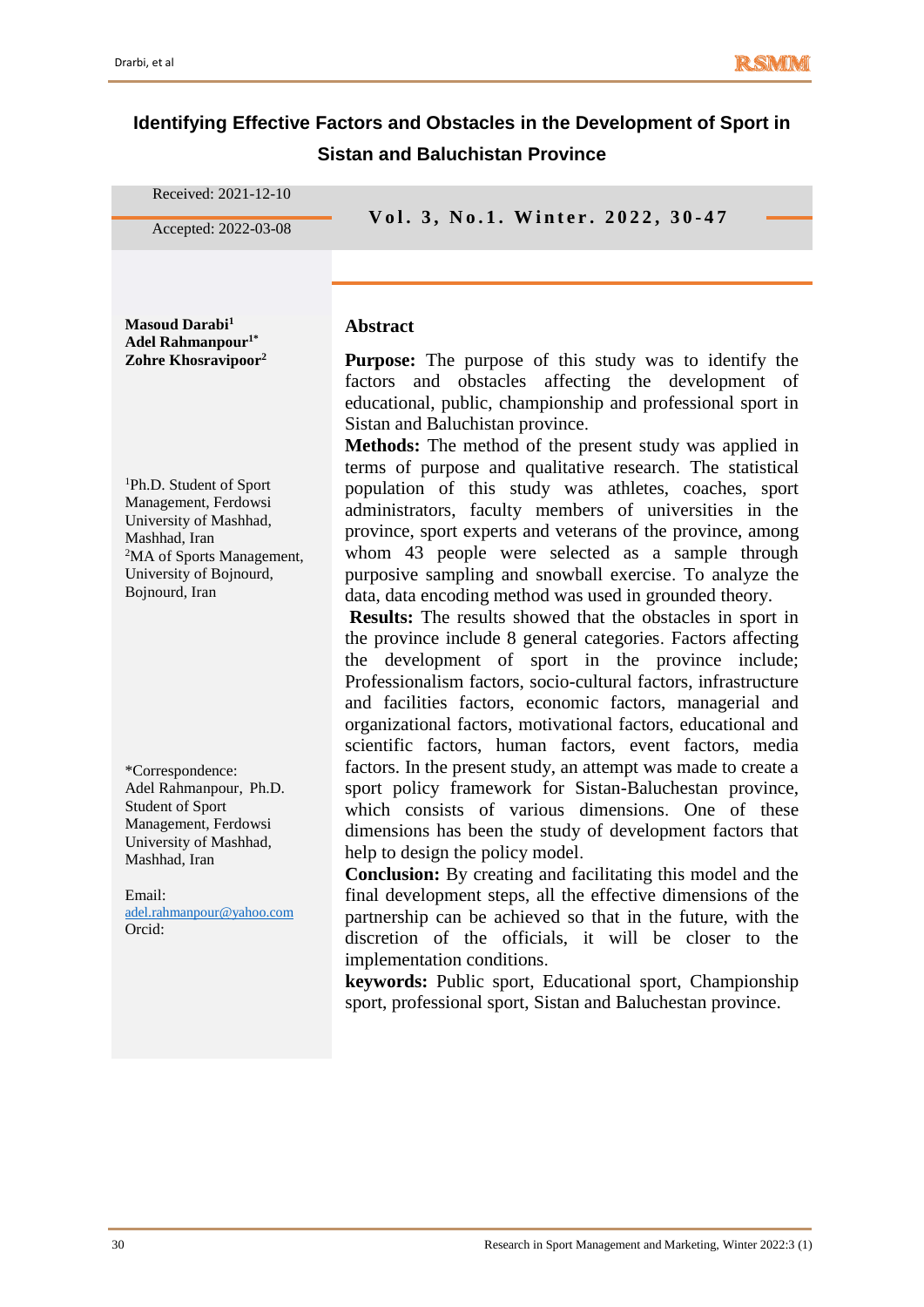# Identifying Effective Factors and Obstacles in the Development of Sport in Sistan and Baluchistan Province

Received: 2021-12-10

Accepted: 2022-03-08

**Masoud Darabi[1]**
**Adel Rahmanpour[1*]**
**Zohre Khosravipoor[2]**

[1]Ph.D. Student of Sport Management, Ferdowsi University of Mashhad, Mashhad, Iran
[2]MA of Sports Management, University of Bojnourd, Bojnourd, Iran

*Correspondence:
Adel Rahmanpour, Ph.D. Student of Sport Management, Ferdowsi University of Mashhad, Mashhad, Iran

Email: adel.rahmanpour@yahoo.com
Orcid:

## Abstract

**Purpose:** The purpose of this study was to identify the factors and obstacles affecting the development of educational, public, championship and professional sport in Sistan and Baluchistan province.

**Methods:** The method of the present study was applied in terms of purpose and qualitative research. The statistical population of this study was athletes, coaches, sport administrators, faculty members of universities in the province, sport experts and veterans of the province, among whom 43 people were selected as a sample through purposive sampling and snowball exercise. To analyze the data, data encoding method was used in grounded theory.

**Results:** The results showed that the obstacles in sport in the province include 8 general categories. Factors affecting the development of sport in the province include; Professionalism factors, socio-cultural factors, infrastructure and facilities factors, economic factors, managerial and organizational factors, motivational factors, educational and scientific factors, human factors, event factors, media factors. In the present study, an attempt was made to create a sport policy framework for Sistan-Baluchestan province, which consists of various dimensions. One of these dimensions has been the study of development factors that help to design the policy model.

**Conclusion:** By creating and facilitating this model and the final development steps, all the effective dimensions of the partnership can be achieved so that in the future, with the discretion of the officials, it will be closer to the implementation conditions.

**keywords:** Public sport, Educational sport, Championship sport, professional sport, Sistan and Baluchestan province.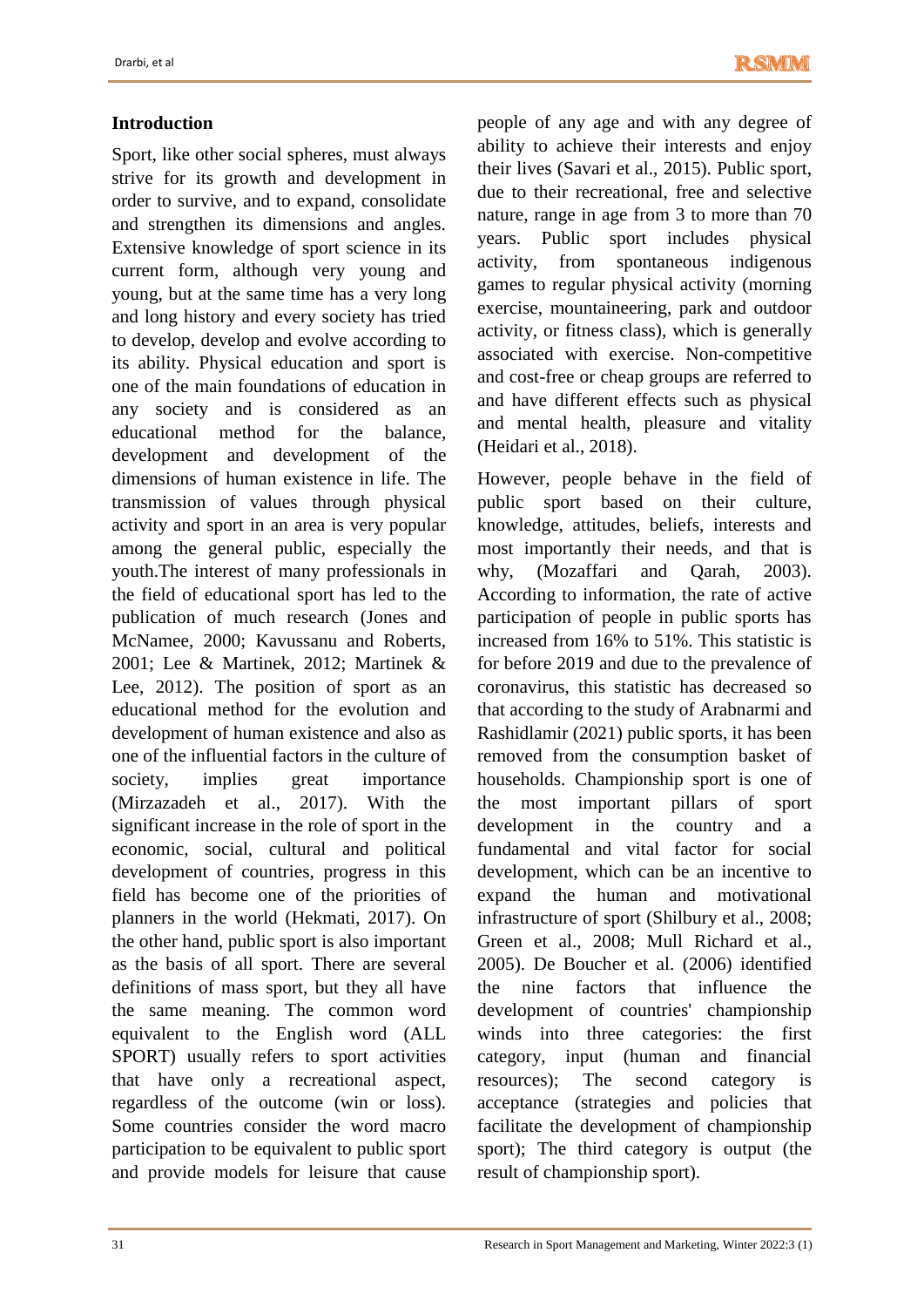## Introduction

Sport, like other social spheres, must always strive for its growth and development in order to survive, and to expand, consolidate and strengthen its dimensions and angles. Extensive knowledge of sport science in its current form, although very young and young, but at the same time has a very long and long history and every society has tried to develop, develop and evolve according to its ability. Physical education and sport is one of the main foundations of education in any society and is considered as an educational method for the balance, development and development of the dimensions of human existence in life. The transmission of values through physical activity and sport in an area is very popular among the general public, especially the youth.The interest of many professionals in the field of educational sport has led to the publication of much research (Jones and McNamee, 2000; Kavussanu and Roberts, 2001; Lee & Martinek, 2012; Martinek & Lee, 2012). The position of sport as an educational method for the evolution and development of human existence and also as one of the influential factors in the culture of society, implies great importance (Mirzazadeh et al., 2017). With the significant increase in the role of sport in the economic, social, cultural and political development of countries, progress in this field has become one of the priorities of planners in the world (Hekmati, 2017). On the other hand, public sport is also important as the basis of all sport. There are several definitions of mass sport, but they all have the same meaning. The common word equivalent to the English word (ALL SPORT) usually refers to sport activities that have only a recreational aspect, regardless of the outcome (win or loss). Some countries consider the word macro participation to be equivalent to public sport and provide models for leisure that cause people of any age and with any degree of ability to achieve their interests and enjoy their lives (Savari et al., 2015). Public sport, due to their recreational, free and selective nature, range in age from 3 to more than 70 years. Public sport includes physical activity, from spontaneous indigenous games to regular physical activity (morning exercise, mountaineering, park and outdoor activity, or fitness class), which is generally associated with exercise. Non-competitive and cost-free or cheap groups are referred to and have different effects such as physical and mental health, pleasure and vitality (Heidari et al., 2018).

However, people behave in the field of public sport based on their culture, knowledge, attitudes, beliefs, interests and most importantly their needs, and that is why, (Mozaffari and Qarah, 2003). According to information, the rate of active participation of people in public sports has increased from 16% to 51%. This statistic is for before 2019 and due to the prevalence of coronavirus, this statistic has decreased so that according to the study of Arabnarmi and Rashidlamir (2021) public sports, it has been removed from the consumption basket of households. Championship sport is one of the most important pillars of sport development in the country and a fundamental and vital factor for social development, which can be an incentive to expand the human and motivational infrastructure of sport (Shilbury et al., 2008; Green et al., 2008; Mull Richard et al., 2005). De Boucher et al. (2006) identified the nine factors that influence the development of countries' championship winds into three categories: the first category, input (human and financial resources); The second category is acceptance (strategies and policies that facilitate the development of championship sport); The third category is output (the result of championship sport).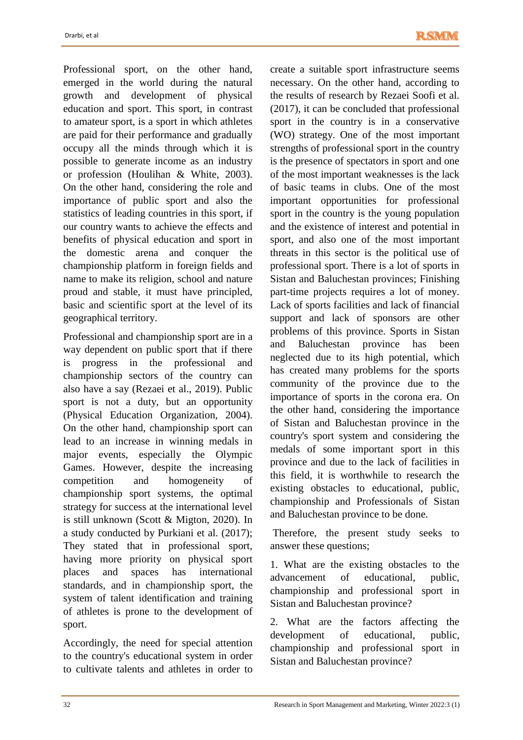Professional sport, on the other hand, emerged in the world during the natural growth and development of physical education and sport. This sport, in contrast to amateur sport, is a sport in which athletes are paid for their performance and gradually occupy all the minds through which it is possible to generate income as an industry or profession (Houlihan & White, 2003). On the other hand, considering the role and importance of public sport and also the statistics of leading countries in this sport, if our country wants to achieve the effects and benefits of physical education and sport in the domestic arena and conquer the championship platform in foreign fields and name to make its religion, school and nature proud and stable, it must have principled, basic and scientific sport at the level of its geographical territory.

Professional and championship sport are in a way dependent on public sport that if there is progress in the professional and championship sectors of the country can also have a say (Rezaei et al., 2019). Public sport is not a duty, but an opportunity (Physical Education Organization, 2004). On the other hand, championship sport can lead to an increase in winning medals in major events, especially the Olympic Games. However, despite the increasing competition and homogeneity of championship sport systems, the optimal strategy for success at the international level is still unknown (Scott & Migton, 2020). In a study conducted by Purkiani et al. (2017); They stated that in professional sport, having more priority on physical sport places and spaces has international standards, and in championship sport, the system of talent identification and training of athletes is prone to the development of sport.

Accordingly, the need for special attention to the country's educational system in order to cultivate talents and athletes in order to create a suitable sport infrastructure seems necessary. On the other hand, according to the results of research by Rezaei Soofi et al. (2017), it can be concluded that professional sport in the country is in a conservative (WO) strategy. One of the most important strengths of professional sport in the country is the presence of spectators in sport and one of the most important weaknesses is the lack of basic teams in clubs. One of the most important opportunities for professional sport in the country is the young population and the existence of interest and potential in sport, and also one of the most important threats in this sector is the political use of professional sport. There is a lot of sports in Sistan and Baluchestan provinces; Finishing part-time projects requires a lot of money. Lack of sports facilities and lack of financial support and lack of sponsors are other problems of this province. Sports in Sistan and Baluchestan province has been neglected due to its high potential, which has created many problems for the sports community of the province due to the importance of sports in the corona era. On the other hand, considering the importance of Sistan and Baluchestan province in the country's sport system and considering the medals of some important sport in this province and due to the lack of facilities in this field, it is worthwhile to research the existing obstacles to educational, public, championship and Professionals of Sistan and Baluchestan province to be done.

Therefore, the present study seeks to answer these questions;

1. What are the existing obstacles to the advancement of educational, public, championship and professional sport in Sistan and Baluchestan province?

2. What are the factors affecting the development of educational, public, championship and professional sport in Sistan and Baluchestan province?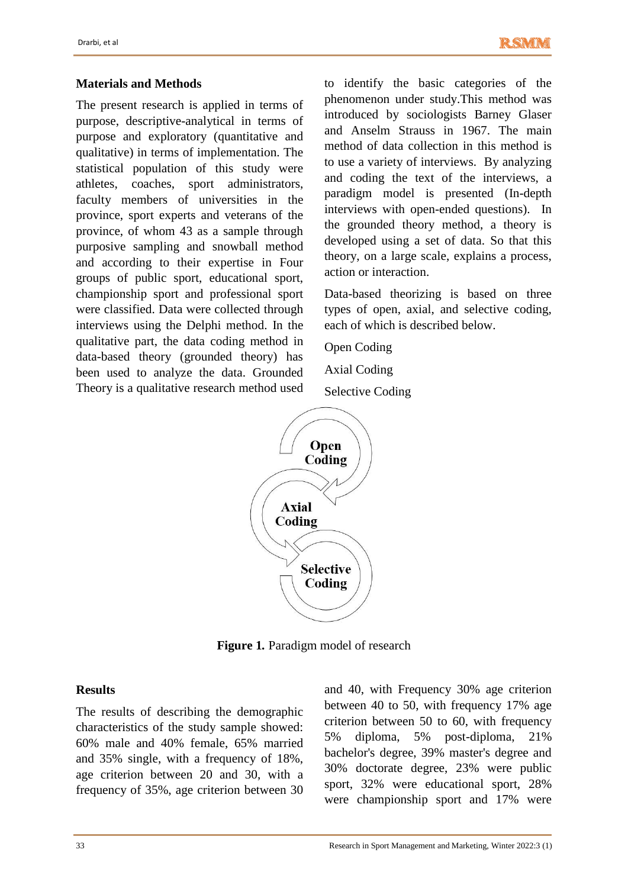## Materials and Methods

The present research is applied in terms of purpose, descriptive-analytical in terms of purpose and exploratory (quantitative and qualitative) in terms of implementation. The statistical population of this study were athletes, coaches, sport administrators, faculty members of universities in the province, sport experts and veterans of the province, of whom 43 as a sample through purposive sampling and snowball method and according to their expertise in Four groups of public sport, educational sport, championship sport and professional sport were classified. Data were collected through interviews using the Delphi method. In the qualitative part, the data coding method in data-based theory (grounded theory) has been used to analyze the data. Grounded Theory is a qualitative research method used to identify the basic categories of the phenomenon under study.This method was introduced by sociologists Barney Glaser and Anselm Strauss in 1967. The main method of data collection in this method is to use a variety of interviews. By analyzing and coding the text of the interviews, a paradigm model is presented (In-depth interviews with open-ended questions). In the grounded theory method, a theory is developed using a set of data. So that this theory, on a large scale, explains a process, action or interaction.

Data-based theorizing is based on three types of open, axial, and selective coding, each of which is described below.

Open Coding

Axial Coding

Selective Coding

Open Coding → Axial Coding → Selective Coding

**Figure 1.** Paradigm model of research

## Results

The results of describing the demographic characteristics of the study sample showed: 60% male and 40% female, 65% married and 35% single, with a frequency of 18%, age criterion between 20 and 30, with a frequency of 35%, age criterion between 30 and 40, with Frequency 30% age criterion between 40 to 50, with frequency 17% age criterion between 50 to 60, with frequency 5% diploma, 5% post-diploma, 21% bachelor's degree, 39% master's degree and 30% doctorate degree, 23% were public sport, 32% were educational sport, 28% were championship sport and 17% were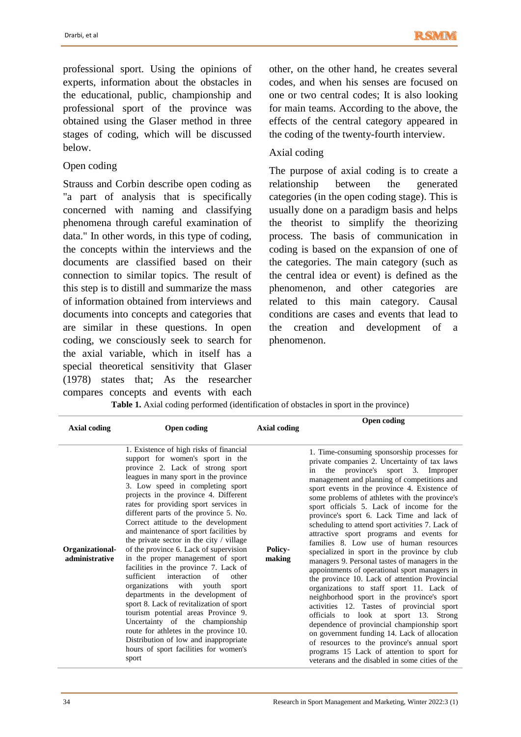professional sport. Using the opinions of experts, information about the obstacles in the educational, public, championship and professional sport of the province was obtained using the Glaser method in three stages of coding, which will be discussed below.

### Open coding

Strauss and Corbin describe open coding as "a part of analysis that is specifically concerned with naming and classifying phenomena through careful examination of data." In other words, in this type of coding, the concepts within the interviews and the documents are classified based on their connection to similar topics. The result of this step is to distill and summarize the mass of information obtained from interviews and documents into concepts and categories that are similar in these questions. In open coding, we consciously seek to search for the axial variable, which in itself has a special theoretical sensitivity that Glaser (1978) states that; As the researcher compares concepts and events with each other, on the other hand, he creates several codes, and when his senses are focused on one or two central codes; It is also looking for main teams. According to the above, the effects of the central category appeared in the coding of the twenty-fourth interview.

### Axial coding

The purpose of axial coding is to create a relationship between the generated categories (in the open coding stage). This is usually done on a paradigm basis and helps the theorist to simplify the theorizing process. The basis of communication in coding is based on the expansion of one of the categories. The main category (such as the central idea or event) is defined as the phenomenon, and other categories are related to this main category. Causal conditions are cases and events that lead to the creation and development of a phenomenon.

**Table 1.** Axial coding performed (identification of obstacles in sport in the province)

| Axial coding | Open coding | Axial coding | Open coding |
|---|---|---|---|
| Organizational-administrative | 1. Existence of high risks of financial support for women's sport in the province 2. Lack of strong sport leagues in many sport in the province 3. Low speed in completing sport projects in the province 4. Different rates for providing sport services in different parts of the province 5. No. Correct attitude to the development and maintenance of sport facilities by the private sector in the city / village of the province 6. Lack of supervision in the proper management of sport facilities in the province 7. Lack of sufficient interaction of other organizations with youth sport departments in the development of sport 8. Lack of revitalization of sport tourism potential areas Province 9. Uncertainty of the championship route for athletes in the province 10. Distribution of low and inappropriate hours of sport facilities for women's sport | Policy-making | 1. Time-consuming sponsorship processes for private companies 2. Uncertainty of tax laws in the province's sport 3. Improper management and planning of competitions and sport events in the province 4. Existence of some problems of athletes with the province's sport officials 5. Lack of income for the province's sport 6. Lack Time and lack of scheduling to attend sport activities 7. Lack of attractive sport programs and events for families 8. Low use of human resources specialized in sport in the province by club managers 9. Personal tastes of managers in the appointments of operational sport managers in the province 10. Lack of attention Provincial organizations to staff sport 11. Lack of neighborhood sport in the province's sport activities 12. Tastes of provincial sport officials to look at sport 13. Strong dependence of provincial championship sport on government funding 14. Lack of allocation of resources to the province's annual sport programs 15 Lack of attention to sport for veterans and the disabled in some cities of the |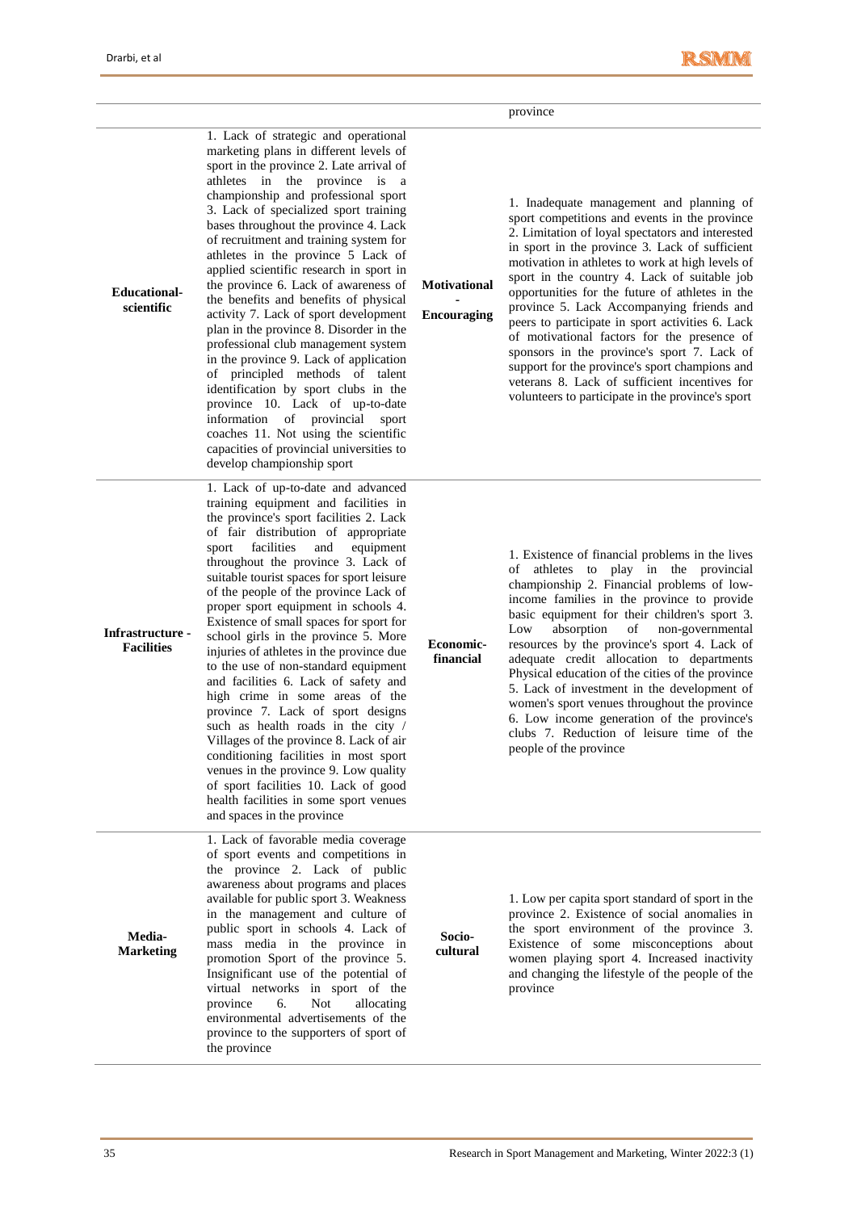| | | | province |
|---|---|---|---|
| **Educational-scientific** | 1. Lack of strategic and operational marketing plans in different levels of sport in the province 2. Late arrival of athletes in the province is a championship and professional sport 3. Lack of specialized sport training bases throughout the province 4. Lack of recruitment and training system for athletes in the province 5 Lack of applied scientific research in sport in the province 6. Lack of awareness of the benefits and benefits of physical activity 7. Lack of sport development plan in the province 8. Disorder in the professional club management system in the province 9. Lack of application of principled methods of talent identification by sport clubs in the province 10. Lack of up-to-date information of provincial sport coaches 11. Not using the scientific capacities of provincial universities to develop championship sport | **Motivational - Encouraging** | 1. Inadequate management and planning of sport competitions and events in the province 2. Limitation of loyal spectators and interested in sport in the province 3. Lack of sufficient motivation in athletes to work at high levels of sport in the country 4. Lack of suitable job opportunities for the future of athletes in the province 5. Lack Accompanying friends and peers to participate in sport activities 6. Lack of motivational factors for the presence of sponsors in the province's sport 7. Lack of support for the province's sport champions and veterans 8. Lack of sufficient incentives for volunteers to participate in the province's sport |
| **Infrastructure - Facilities** | 1. Lack of up-to-date and advanced training equipment and facilities in the province's sport facilities 2. Lack of fair distribution of appropriate sport facilities and equipment throughout the province 3. Lack of suitable tourist spaces for sport leisure of the people of the province Lack of proper sport equipment in schools 4. Existence of small spaces for sport for school girls in the province 5. More injuries of athletes in the province due to the use of non-standard equipment and facilities 6. Lack of safety and high crime in some areas of the province 7. Lack of sport designs such as health roads in the city / Villages of the province 8. Lack of air conditioning facilities in most sport venues in the province 9. Low quality of sport facilities 10. Lack of good health facilities in some sport venues and spaces in the province | **Economic-financial** | 1. Existence of financial problems in the lives of athletes to play in the provincial championship 2. Financial problems of low-income families in the province to provide basic equipment for their children's sport 3. Low absorption of non-governmental resources by the province's sport 4. Lack of adequate credit allocation to departments Physical education of the cities of the province 5. Lack of investment in the development of women's sport venues throughout the province 6. Low income generation of the province's clubs 7. Reduction of leisure time of the people of the province |
| **Media-Marketing** | 1. Lack of favorable media coverage of sport events and competitions in the province 2. Lack of public awareness about programs and places available for public sport 3. Weakness in the management and culture of public sport in schools 4. Lack of mass media in the province in promotion Sport of the province 5. Insignificant use of the potential of virtual networks in sport of the province 6. Not allocating environmental advertisements of the province to the supporters of sport of the province | **Socio-cultural** | 1. Low per capita sport standard of sport in the province 2. Existence of social anomalies in the sport environment of the province 3. Existence of some misconceptions about women playing sport 4. Increased inactivity and changing the lifestyle of the people of the province |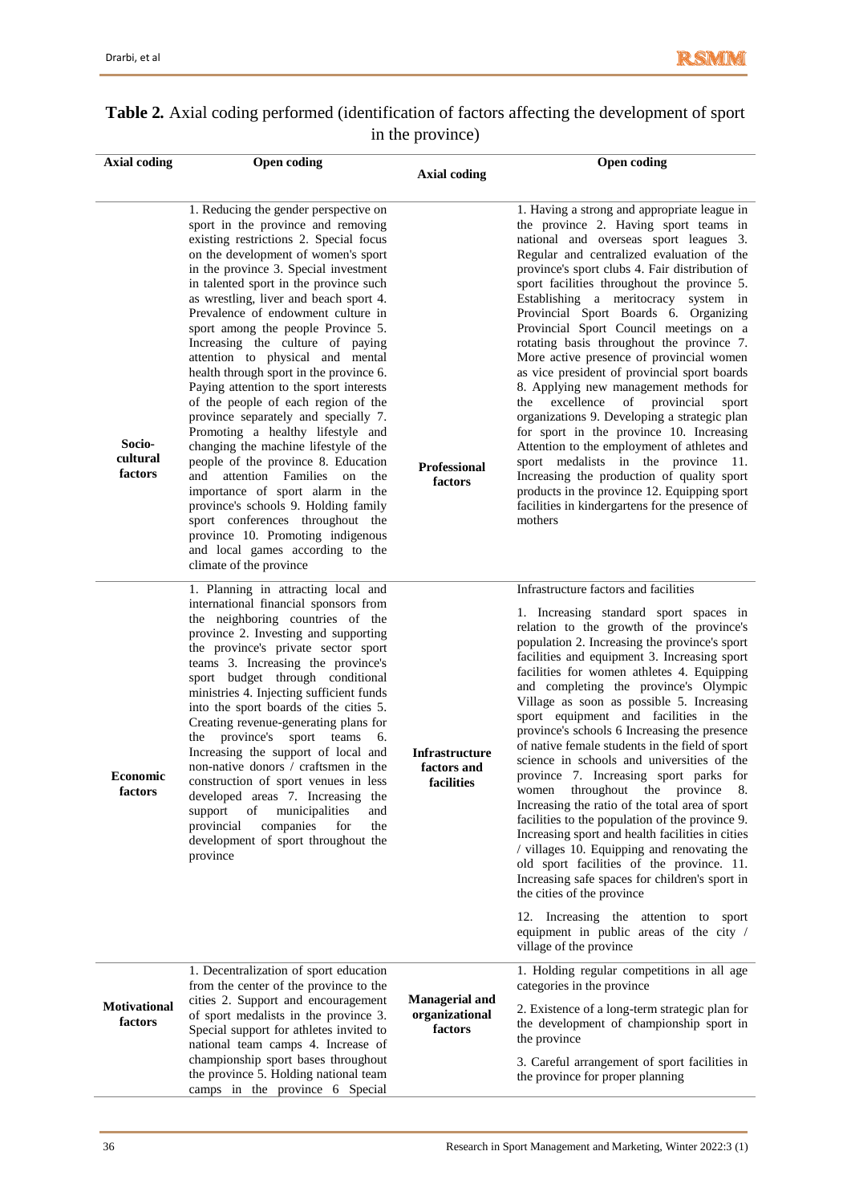**Table 2.** Axial coding performed (identification of factors affecting the development of sport in the province)

| Axial coding | Open coding | Axial coding | Open coding |
|---|---|---|---|
| **Socio-cultural factors** | 1. Reducing the gender perspective on sport in the province and removing existing restrictions 2. Special focus on the development of women's sport in the province 3. Special investment in talented sport in the province such as wrestling, liver and beach sport 4. Prevalence of endowment culture in sport among the people Province 5. Increasing the culture of paying attention to physical and mental health through sport in the province 6. Paying attention to the sport interests of the people of each region of the province separately and specially 7. Promoting a healthy lifestyle and changing the machine lifestyle of the people of the province 8. Education and attention Families on the importance of sport alarm in the province's schools 9. Holding family sport conferences throughout the province 10. Promoting indigenous and local games according to the climate of the province | **Professional factors** | 1. Having a strong and appropriate league in the province 2. Having sport teams in national and overseas sport leagues 3. Regular and centralized evaluation of the province's sport clubs 4. Fair distribution of sport facilities throughout the province 5. Establishing a meritocracy system in Provincial Sport Boards 6. Organizing Provincial Sport Council meetings on a rotating basis throughout the province 7. More active presence of provincial women as vice president of provincial sport boards 8. Applying new management methods for the excellence of provincial sport organizations 9. Developing a strategic plan for sport in the province 10. Increasing Attention to the employment of athletes and sport medalists in the province 11. Increasing the production of quality sport products in the province 12. Equipping sport facilities in kindergartens for the presence of mothers |
| **Economic factors** | 1. Planning in attracting local and international financial sponsors from the neighboring countries of the province 2. Investing and supporting the province's private sector sport teams 3. Increasing the province's sport budget through conditional ministries 4. Injecting sufficient funds into the sport boards of the cities 5. Creating revenue-generating plans for the province's sport teams 6. Increasing the support of local and non-native donors / craftsmen in the construction of sport venues in less developed areas 7. Increasing the support of municipalities and provincial companies for the development of sport throughout the province | **Infrastructure factors and facilities** | Infrastructure factors and facilities<br><br>1. Increasing standard sport spaces in relation to the growth of the province's population 2. Increasing the province's sport facilities and equipment 3. Increasing sport facilities for women athletes 4. Equipping and completing the province's Olympic Village as soon as possible 5. Increasing sport equipment and facilities in the province's schools 6 Increasing the presence of native female students in the field of sport science in schools and universities of the province 7. Increasing sport parks for women throughout the province 8. Increasing the ratio of the total area of sport facilities to the population of the province 9. Increasing sport and health facilities in cities / villages 10. Equipping and renovating the old sport facilities of the province. 11. Increasing safe spaces for children's sport in the cities of the province<br><br>12. Increasing the attention to sport equipment in public areas of the city / village of the province |
| **Motivational factors** | 1. Decentralization of sport education from the center of the province to the cities 2. Support and encouragement of sport medalists in the province 3. Special support for athletes invited to national team camps 4. Increase of championship sport bases throughout the province 5. Holding national team camps in the province 6 Special | **Managerial and organizational factors** | 1. Holding regular competitions in all age categories in the province<br><br>2. Existence of a long-term strategic plan for the development of championship sport in the province<br><br>3. Careful arrangement of sport facilities in the province for proper planning |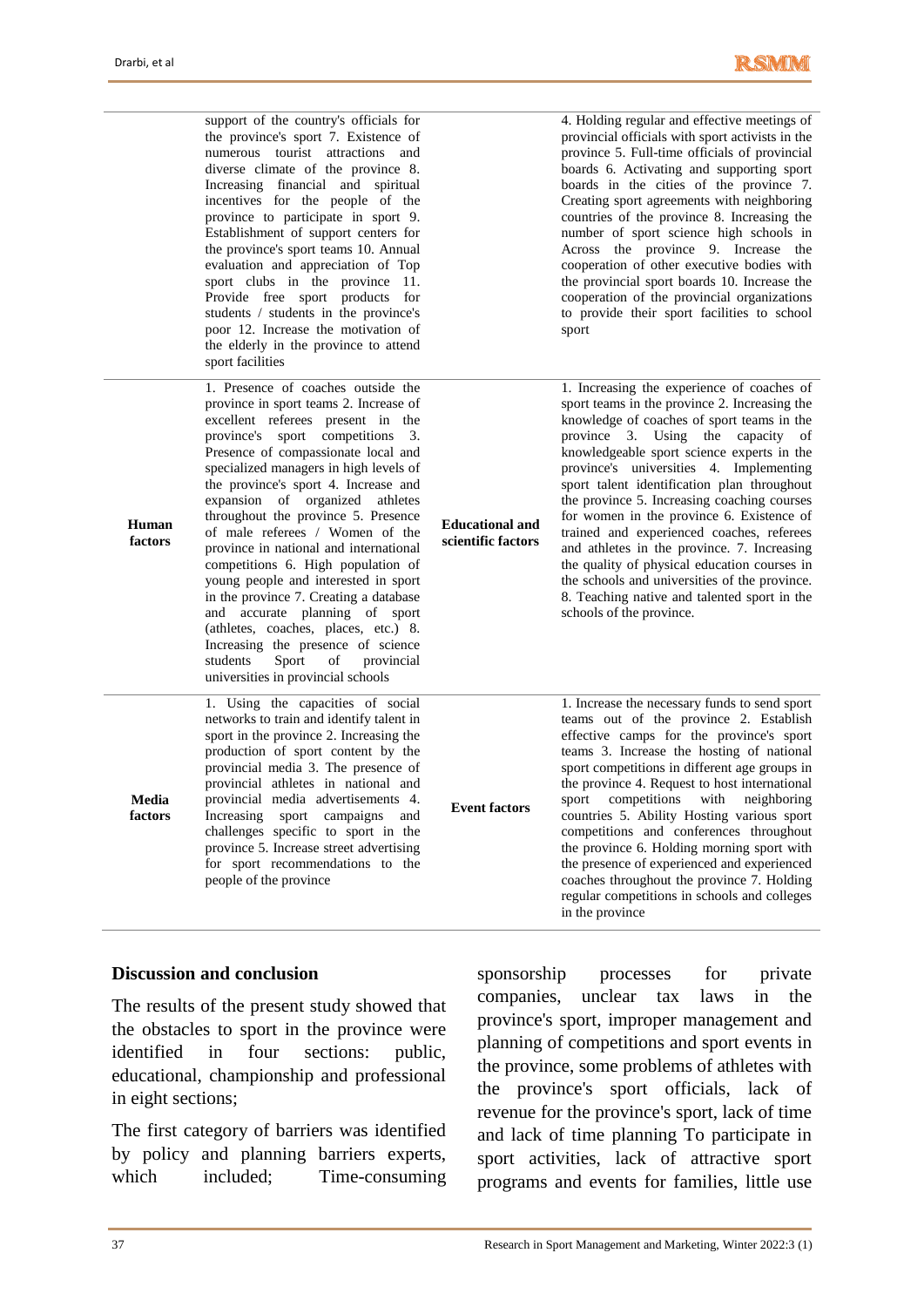| | | | |
|---|---|---|---|
| | support of the country's officials for the province's sport 7. Existence of numerous tourist attractions and diverse climate of the province 8. Increasing financial and spiritual incentives for the people of the province to participate in sport 9. Establishment of support centers for the province's sport teams 10. Annual evaluation and appreciation of Top sport clubs in the province 11. Provide free sport products for students / students in the province's poor 12. Increase the motivation of the elderly in the province to attend sport facilities | | 4. Holding regular and effective meetings of provincial officials with sport activists in the province 5. Full-time officials of provincial boards 6. Activating and supporting sport boards in the cities of the province 7. Creating sport agreements with neighboring countries of the province 8. Increasing the number of sport science high schools in Across the province 9. Increase the cooperation of other executive bodies with the provincial sport boards 10. Increase the cooperation of the provincial organizations to provide their sport facilities to school sport |
| **Human factors** | 1. Presence of coaches outside the province in sport teams 2. Increase of excellent referees present in the province's sport competitions 3. Presence of compassionate local and specialized managers in high levels of the province's sport 4. Increase and expansion of organized athletes throughout the province 5. Presence of male referees / Women of the province in national and international competitions 6. High population of young people and interested in sport in the province 7. Creating a database and accurate planning of sport (athletes, coaches, places, etc.) 8. Increasing the presence of science students Sport of provincial universities in provincial schools | **Educational and scientific factors** | 1. Increasing the experience of coaches of sport teams in the province 2. Increasing the knowledge of coaches of sport teams in the province 3. Using the capacity of knowledgeable sport science experts in the province's universities 4. Implementing sport talent identification plan throughout the province 5. Increasing coaching courses for women in the province 6. Existence of trained and experienced coaches, referees and athletes in the province. 7. Increasing the quality of physical education courses in the schools and universities of the province. 8. Teaching native and talented sport in the schools of the province. |
| **Media factors** | 1. Using the capacities of social networks to train and identify talent in sport in the province 2. Increasing the production of sport content by the provincial media 3. The presence of provincial athletes in national and provincial media advertisements 4. Increasing sport campaigns and challenges specific to sport in the province 5. Increase street advertising for sport recommendations to the people of the province | **Event factors** | 1. Increase the necessary funds to send sport teams out of the province 2. Establish effective camps for the province's sport teams 3. Increase the hosting of national sport competitions in different age groups in the province 4. Request to host international sport competitions with neighboring countries 5. Ability Hosting various sport competitions and conferences throughout the province 6. Holding morning sport with the presence of experienced and experienced coaches throughout the province 7. Holding regular competitions in schools and colleges in the province |

## Discussion and conclusion

The results of the present study showed that the obstacles to sport in the province were identified in four sections: public, educational, championship and professional in eight sections;

The first category of barriers was identified by policy and planning barriers experts, which included; Time-consuming sponsorship processes for private companies, unclear tax laws in the province's sport, improper management and planning of competitions and sport events in the province, some problems of athletes with the province's sport officials, lack of revenue for the province's sport, lack of time and lack of time planning To participate in sport activities, lack of attractive sport programs and events for families, little use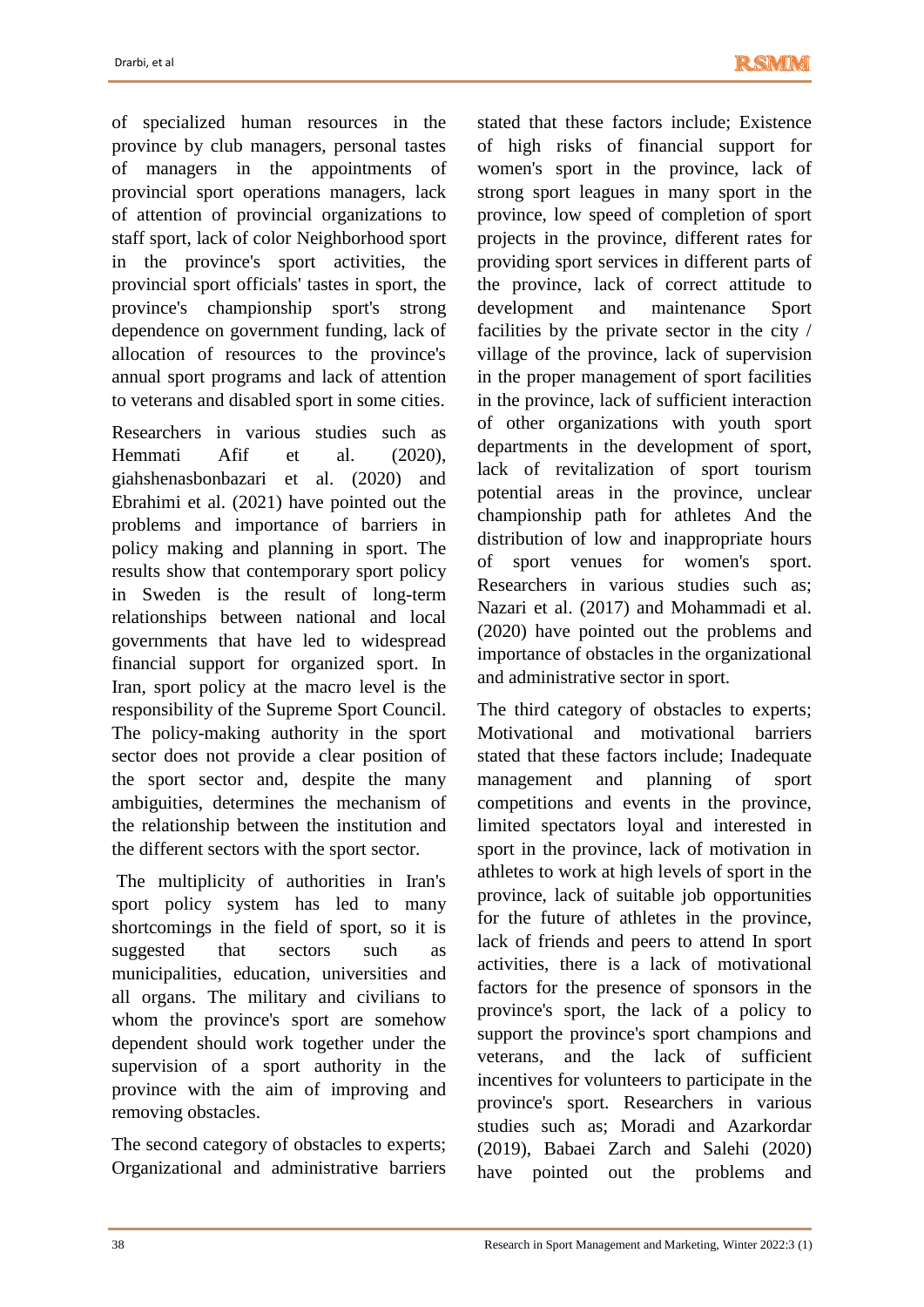of specialized human resources in the province by club managers, personal tastes of managers in the appointments of provincial sport operations managers, lack of attention of provincial organizations to staff sport, lack of color Neighborhood sport in the province's sport activities, the provincial sport officials' tastes in sport, the province's championship sport's strong dependence on government funding, lack of allocation of resources to the province's annual sport programs and lack of attention to veterans and disabled sport in some cities.

Researchers in various studies such as Hemmati Afif et al. (2020), giahshenasbonbazari et al. (2020) and Ebrahimi et al. (2021) have pointed out the problems and importance of barriers in policy making and planning in sport. The results show that contemporary sport policy in Sweden is the result of long-term relationships between national and local governments that have led to widespread financial support for organized sport. In Iran, sport policy at the macro level is the responsibility of the Supreme Sport Council. The policy-making authority in the sport sector does not provide a clear position of the sport sector and, despite the many ambiguities, determines the mechanism of the relationship between the institution and the different sectors with the sport sector.

The multiplicity of authorities in Iran's sport policy system has led to many shortcomings in the field of sport, so it is suggested that sectors such as municipalities, education, universities and all organs. The military and civilians to whom the province's sport are somehow dependent should work together under the supervision of a sport authority in the province with the aim of improving and removing obstacles.

The second category of obstacles to experts; Organizational and administrative barriers stated that these factors include; Existence of high risks of financial support for women's sport in the province, lack of strong sport leagues in many sport in the province, low speed of completion of sport projects in the province, different rates for providing sport services in different parts of the province, lack of correct attitude to development and maintenance Sport facilities by the private sector in the city / village of the province, lack of supervision in the proper management of sport facilities in the province, lack of sufficient interaction of other organizations with youth sport departments in the development of sport, lack of revitalization of sport tourism potential areas in the province, unclear championship path for athletes And the distribution of low and inappropriate hours of sport venues for women's sport. Researchers in various studies such as; Nazari et al. (2017) and Mohammadi et al. (2020) have pointed out the problems and importance of obstacles in the organizational and administrative sector in sport.

The third category of obstacles to experts; Motivational and motivational barriers stated that these factors include; Inadequate management and planning of sport competitions and events in the province, limited spectators loyal and interested in sport in the province, lack of motivation in athletes to work at high levels of sport in the province, lack of suitable job opportunities for the future of athletes in the province, lack of friends and peers to attend In sport activities, there is a lack of motivational factors for the presence of sponsors in the province's sport, the lack of a policy to support the province's sport champions and veterans, and the lack of sufficient incentives for volunteers to participate in the province's sport. Researchers in various studies such as; Moradi and Azarkordar (2019), Babaei Zarch and Salehi (2020) have pointed out the problems and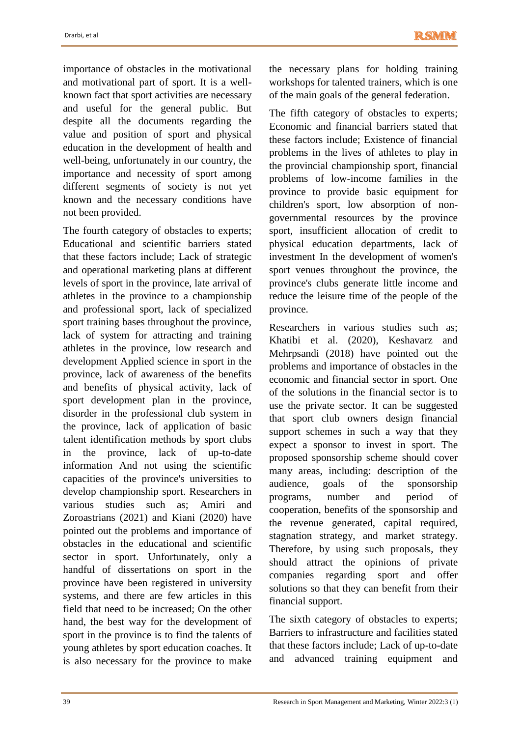importance of obstacles in the motivational and motivational part of sport. It is a well-known fact that sport activities are necessary and useful for the general public. But despite all the documents regarding the value and position of sport and physical education in the development of health and well-being, unfortunately in our country, the importance and necessity of sport among different segments of society is not yet known and the necessary conditions have not been provided.

The fourth category of obstacles to experts; Educational and scientific barriers stated that these factors include; Lack of strategic and operational marketing plans at different levels of sport in the province, late arrival of athletes in the province to a championship and professional sport, lack of specialized sport training bases throughout the province, lack of system for attracting and training athletes in the province, low research and development Applied science in sport in the province, lack of awareness of the benefits and benefits of physical activity, lack of sport development plan in the province, disorder in the professional club system in the province, lack of application of basic talent identification methods by sport clubs in the province, lack of up-to-date information And not using the scientific capacities of the province's universities to develop championship sport. Researchers in various studies such as; Amiri and Zoroastrians (2021) and Kiani (2020) have pointed out the problems and importance of obstacles in the educational and scientific sector in sport. Unfortunately, only a handful of dissertations on sport in the province have been registered in university systems, and there are few articles in this field that need to be increased; On the other hand, the best way for the development of sport in the province is to find the talents of young athletes by sport education coaches. It is also necessary for the province to make the necessary plans for holding training workshops for talented trainers, which is one of the main goals of the general federation.

The fifth category of obstacles to experts; Economic and financial barriers stated that these factors include; Existence of financial problems in the lives of athletes to play in the provincial championship sport, financial problems of low-income families in the province to provide basic equipment for children's sport, low absorption of non-governmental resources by the province sport, insufficient allocation of credit to physical education departments, lack of investment In the development of women's sport venues throughout the province, the province's clubs generate little income and reduce the leisure time of the people of the province.

Researchers in various studies such as; Khatibi et al. (2020), Keshavarz and Mehrpsandi (2018) have pointed out the problems and importance of obstacles in the economic and financial sector in sport. One of the solutions in the financial sector is to use the private sector. It can be suggested that sport club owners design financial support schemes in such a way that they expect a sponsor to invest in sport. The proposed sponsorship scheme should cover many areas, including: description of the audience, goals of the sponsorship programs, number and period of cooperation, benefits of the sponsorship and the revenue generated, capital required, stagnation strategy, and market strategy. Therefore, by using such proposals, they should attract the opinions of private companies regarding sport and offer solutions so that they can benefit from their financial support.

The sixth category of obstacles to experts; Barriers to infrastructure and facilities stated that these factors include; Lack of up-to-date and advanced training equipment and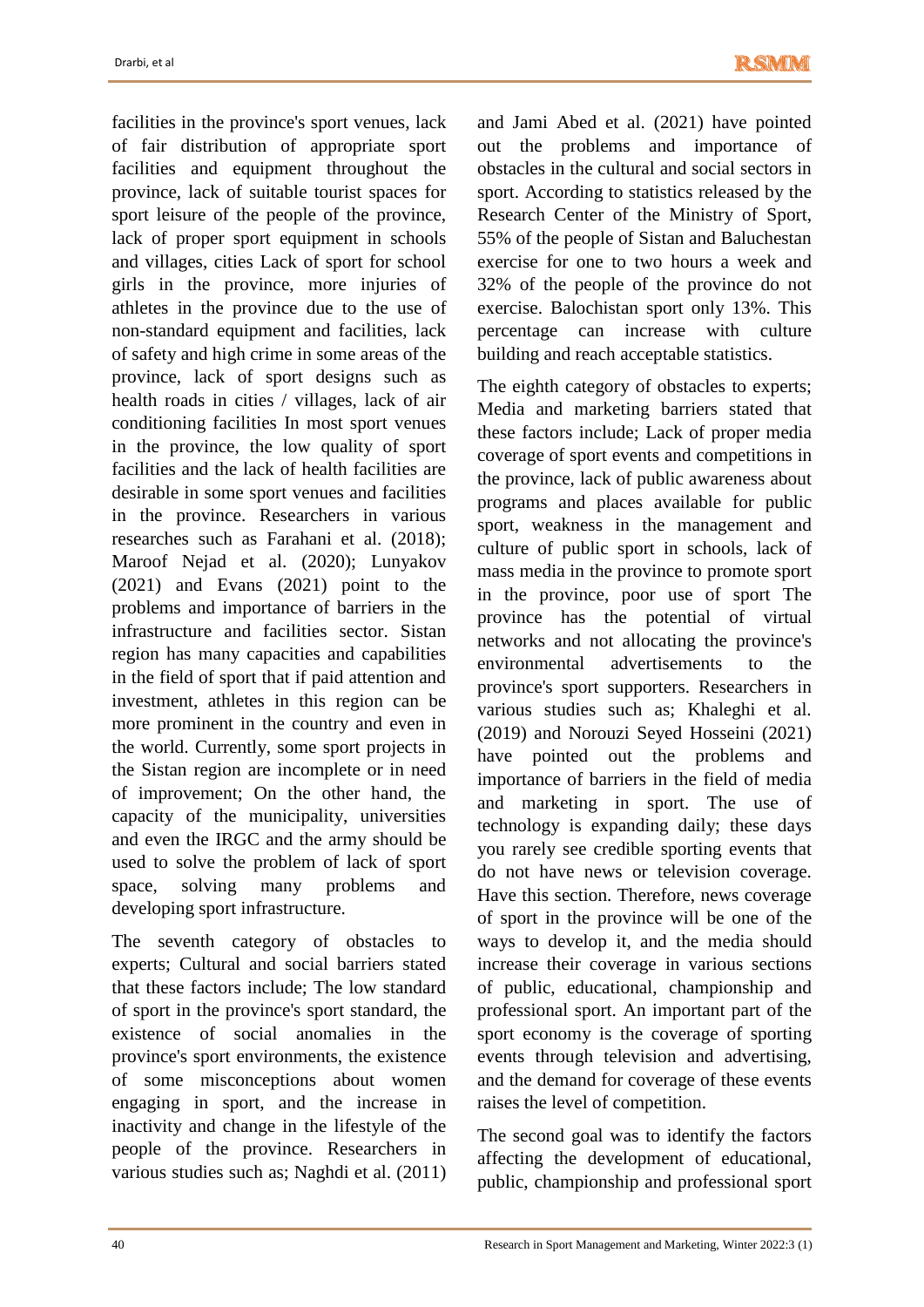facilities in the province's sport venues, lack of fair distribution of appropriate sport facilities and equipment throughout the province, lack of suitable tourist spaces for sport leisure of the people of the province, lack of proper sport equipment in schools and villages, cities Lack of sport for school girls in the province, more injuries of athletes in the province due to the use of non-standard equipment and facilities, lack of safety and high crime in some areas of the province, lack of sport designs such as health roads in cities / villages, lack of air conditioning facilities In most sport venues in the province, the low quality of sport facilities and the lack of health facilities are desirable in some sport venues and facilities in the province. Researchers in various researches such as Farahani et al. (2018); Maroof Nejad et al. (2020); Lunyakov (2021) and Evans (2021) point to the problems and importance of barriers in the infrastructure and facilities sector. Sistan region has many capacities and capabilities in the field of sport that if paid attention and investment, athletes in this region can be more prominent in the country and even in the world. Currently, some sport projects in the Sistan region are incomplete or in need of improvement; On the other hand, the capacity of the municipality, universities and even the IRGC and the army should be used to solve the problem of lack of sport space, solving many problems and developing sport infrastructure.

The seventh category of obstacles to experts; Cultural and social barriers stated that these factors include; The low standard of sport in the province's sport standard, the existence of social anomalies in the province's sport environments, the existence of some misconceptions about women engaging in sport, and the increase in inactivity and change in the lifestyle of the people of the province. Researchers in various studies such as; Naghdi et al. (2011) and Jami Abed et al. (2021) have pointed out the problems and importance of obstacles in the cultural and social sectors in sport. According to statistics released by the Research Center of the Ministry of Sport, 55% of the people of Sistan and Baluchestan exercise for one to two hours a week and 32% of the people of the province do not exercise. Balochistan sport only 13%. This percentage can increase with culture building and reach acceptable statistics.

The eighth category of obstacles to experts; Media and marketing barriers stated that these factors include; Lack of proper media coverage of sport events and competitions in the province, lack of public awareness about programs and places available for public sport, weakness in the management and culture of public sport in schools, lack of mass media in the province to promote sport in the province, poor use of sport The province has the potential of virtual networks and not allocating the province's environmental advertisements to the province's sport supporters. Researchers in various studies such as; Khaleghi et al. (2019) and Norouzi Seyed Hosseini (2021) have pointed out the problems and importance of barriers in the field of media and marketing in sport. The use of technology is expanding daily; these days you rarely see credible sporting events that do not have news or television coverage. Have this section. Therefore, news coverage of sport in the province will be one of the ways to develop it, and the media should increase their coverage in various sections of public, educational, championship and professional sport. An important part of the sport economy is the coverage of sporting events through television and advertising, and the demand for coverage of these events raises the level of competition.

The second goal was to identify the factors affecting the development of educational, public, championship and professional sport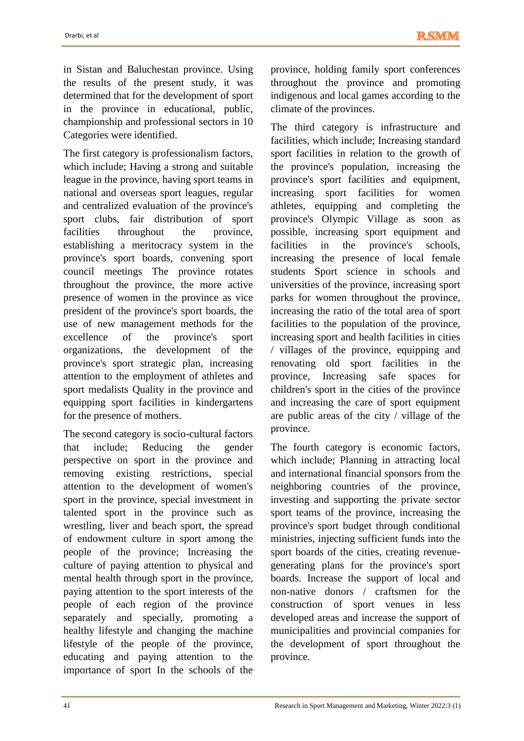in Sistan and Baluchestan province. Using the results of the present study, it was determined that for the development of sport in the province in educational, public, championship and professional sectors in 10 Categories were identified.

The first category is professionalism factors, which include; Having a strong and suitable league in the province, having sport teams in national and overseas sport leagues, regular and centralized evaluation of the province's sport clubs, fair distribution of sport facilities throughout the province, establishing a meritocracy system in the province's sport boards, convening sport council meetings The province rotates throughout the province, the more active presence of women in the province as vice president of the province's sport boards, the use of new management methods for the excellence of the province's sport organizations, the development of the province's sport strategic plan, increasing attention to the employment of athletes and sport medalists Quality in the province and equipping sport facilities in kindergartens for the presence of mothers.

The second category is socio-cultural factors that include; Reducing the gender perspective on sport in the province and removing existing restrictions, special attention to the development of women's sport in the province, special investment in talented sport in the province such as wrestling, liver and beach sport, the spread of endowment culture in sport among the people of the province; Increasing the culture of paying attention to physical and mental health through sport in the province, paying attention to the sport interests of the people of each region of the province separately and specially, promoting a healthy lifestyle and changing the machine lifestyle of the people of the province, educating and paying attention to the importance of sport In the schools of the province, holding family sport conferences throughout the province and promoting indigenous and local games according to the climate of the provinces.

The third category is infrastructure and facilities, which include; Increasing standard sport facilities in relation to the growth of the province's population, increasing the province's sport facilities and equipment, increasing sport facilities for women athletes, equipping and completing the province's Olympic Village as soon as possible, increasing sport equipment and facilities in the province's schools, increasing the presence of local female students Sport science in schools and universities of the province, increasing sport parks for women throughout the province, increasing the ratio of the total area of sport facilities to the population of the province, increasing sport and health facilities in cities / villages of the province, equipping and renovating old sport facilities in the province, Increasing safe spaces for children's sport in the cities of the province and increasing the care of sport equipment are public areas of the city / village of the province.

The fourth category is economic factors, which include; Planning in attracting local and international financial sponsors from the neighboring countries of the province, investing and supporting the private sector sport teams of the province, increasing the province's sport budget through conditional ministries, injecting sufficient funds into the sport boards of the cities, creating revenue-generating plans for the province's sport boards. Increase the support of local and non-native donors / craftsmen for the construction of sport venues in less developed areas and increase the support of municipalities and provincial companies for the development of sport throughout the province.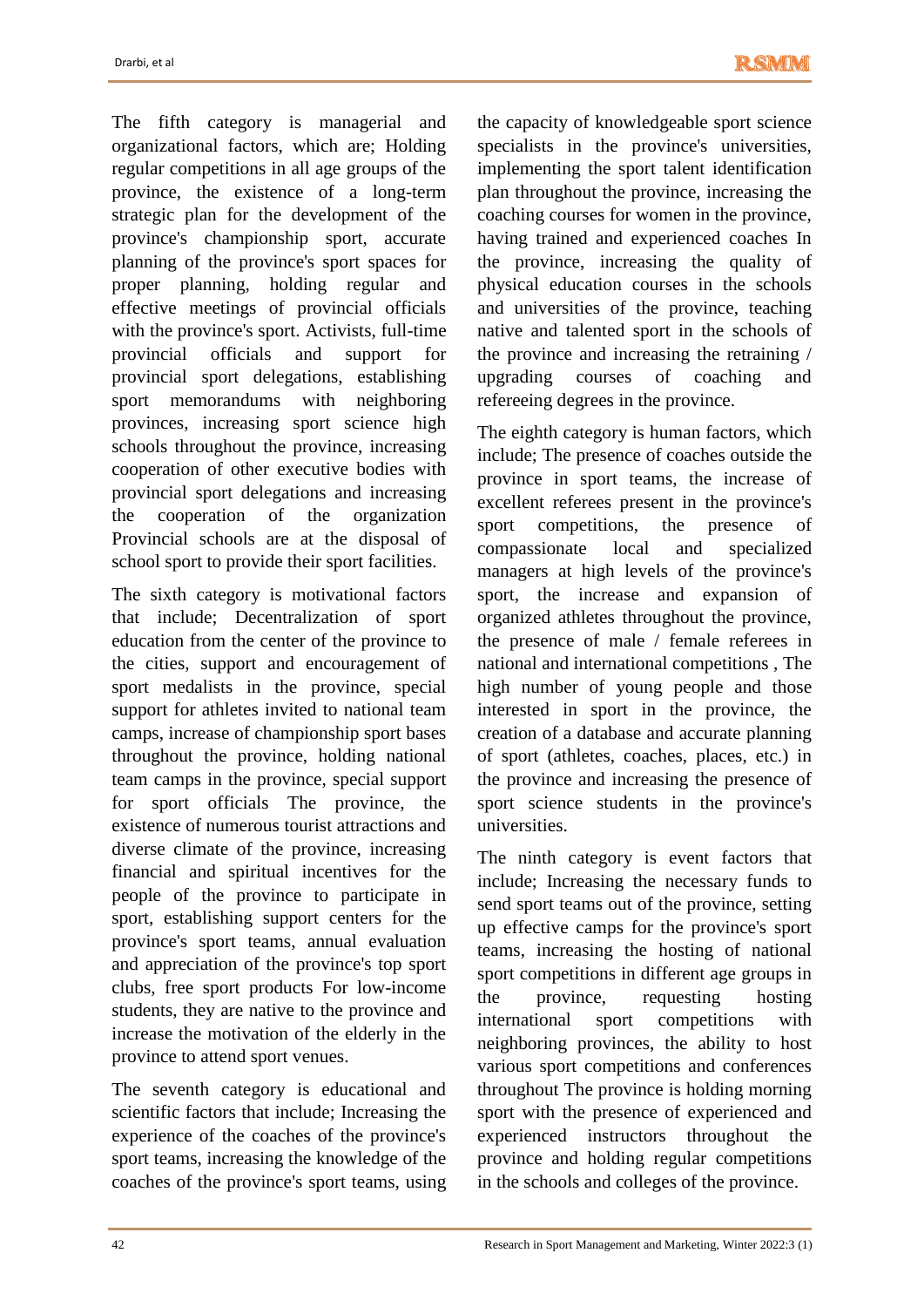The fifth category is managerial and organizational factors, which are; Holding regular competitions in all age groups of the province, the existence of a long-term strategic plan for the development of the province's championship sport, accurate planning of the province's sport spaces for proper planning, holding regular and effective meetings of provincial officials with the province's sport. Activists, full-time provincial officials and support for provincial sport delegations, establishing sport memorandums with neighboring provinces, increasing sport science high schools throughout the province, increasing cooperation of other executive bodies with provincial sport delegations and increasing the cooperation of the organization Provincial schools are at the disposal of school sport to provide their sport facilities.

The sixth category is motivational factors that include; Decentralization of sport education from the center of the province to the cities, support and encouragement of sport medalists in the province, special support for athletes invited to national team camps, increase of championship sport bases throughout the province, holding national team camps in the province, special support for sport officials The province, the existence of numerous tourist attractions and diverse climate of the province, increasing financial and spiritual incentives for the people of the province to participate in sport, establishing support centers for the province's sport teams, annual evaluation and appreciation of the province's top sport clubs, free sport products For low-income students, they are native to the province and increase the motivation of the elderly in the province to attend sport venues.

The seventh category is educational and scientific factors that include; Increasing the experience of the coaches of the province's sport teams, increasing the knowledge of the coaches of the province's sport teams, using the capacity of knowledgeable sport science specialists in the province's universities, implementing the sport talent identification plan throughout the province, increasing the coaching courses for women in the province, having trained and experienced coaches In the province, increasing the quality of physical education courses in the schools and universities of the province, teaching native and talented sport in the schools of the province and increasing the retraining / upgrading courses of coaching and refereeing degrees in the province.

The eighth category is human factors, which include; The presence of coaches outside the province in sport teams, the increase of excellent referees present in the province's sport competitions, the presence of compassionate local and specialized managers at high levels of the province's sport, the increase and expansion of organized athletes throughout the province, the presence of male / female referees in national and international competitions , The high number of young people and those interested in sport in the province, the creation of a database and accurate planning of sport (athletes, coaches, places, etc.) in the province and increasing the presence of sport science students in the province's universities.

The ninth category is event factors that include; Increasing the necessary funds to send sport teams out of the province, setting up effective camps for the province's sport teams, increasing the hosting of national sport competitions in different age groups in the province, requesting hosting international sport competitions with neighboring provinces, the ability to host various sport competitions and conferences throughout The province is holding morning sport with the presence of experienced and experienced instructors throughout the province and holding regular competitions in the schools and colleges of the province.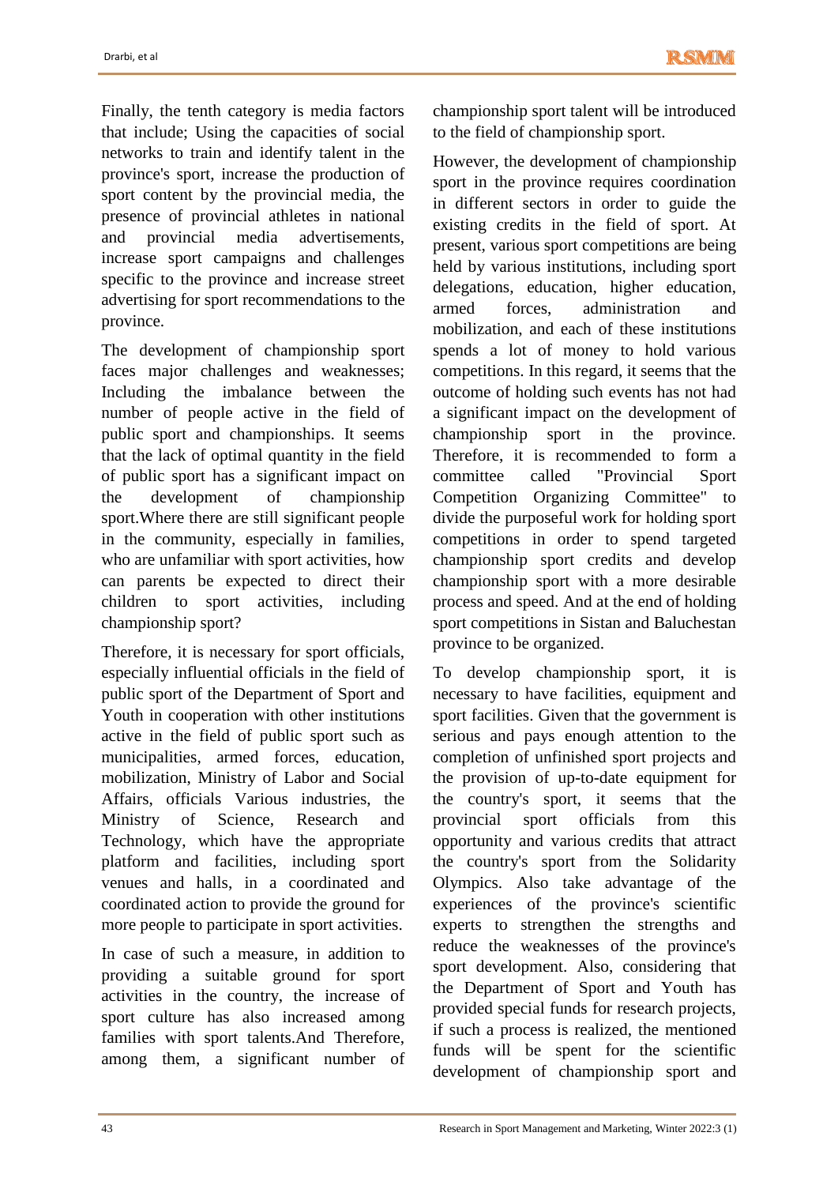Finally, the tenth category is media factors that include; Using the capacities of social networks to train and identify talent in the province's sport, increase the production of sport content by the provincial media, the presence of provincial athletes in national and provincial media advertisements, increase sport campaigns and challenges specific to the province and increase street advertising for sport recommendations to the province.

The development of championship sport faces major challenges and weaknesses; Including the imbalance between the number of people active in the field of public sport and championships. It seems that the lack of optimal quantity in the field of public sport has a significant impact on the development of championship sport.Where there are still significant people in the community, especially in families, who are unfamiliar with sport activities, how can parents be expected to direct their children to sport activities, including championship sport?

Therefore, it is necessary for sport officials, especially influential officials in the field of public sport of the Department of Sport and Youth in cooperation with other institutions active in the field of public sport such as municipalities, armed forces, education, mobilization, Ministry of Labor and Social Affairs, officials Various industries, the Ministry of Science, Research and Technology, which have the appropriate platform and facilities, including sport venues and halls, in a coordinated and coordinated action to provide the ground for more people to participate in sport activities.

In case of such a measure, in addition to providing a suitable ground for sport activities in the country, the increase of sport culture has also increased among families with sport talents.And Therefore, among them, a significant number of championship sport talent will be introduced to the field of championship sport.

However, the development of championship sport in the province requires coordination in different sectors in order to guide the existing credits in the field of sport. At present, various sport competitions are being held by various institutions, including sport delegations, education, higher education, armed forces, administration and mobilization, and each of these institutions spends a lot of money to hold various competitions. In this regard, it seems that the outcome of holding such events has not had a significant impact on the development of championship sport in the province. Therefore, it is recommended to form a committee called "Provincial Sport Competition Organizing Committee" to divide the purposeful work for holding sport competitions in order to spend targeted championship sport credits and develop championship sport with a more desirable process and speed. And at the end of holding sport competitions in Sistan and Baluchestan province to be organized.

To develop championship sport, it is necessary to have facilities, equipment and sport facilities. Given that the government is serious and pays enough attention to the completion of unfinished sport projects and the provision of up-to-date equipment for the country's sport, it seems that the provincial sport officials from this opportunity and various credits that attract the country's sport from the Solidarity Olympics. Also take advantage of the experiences of the province's scientific experts to strengthen the strengths and reduce the weaknesses of the province's sport development. Also, considering that the Department of Sport and Youth has provided special funds for research projects, if such a process is realized, the mentioned funds will be spent for the scientific development of championship sport and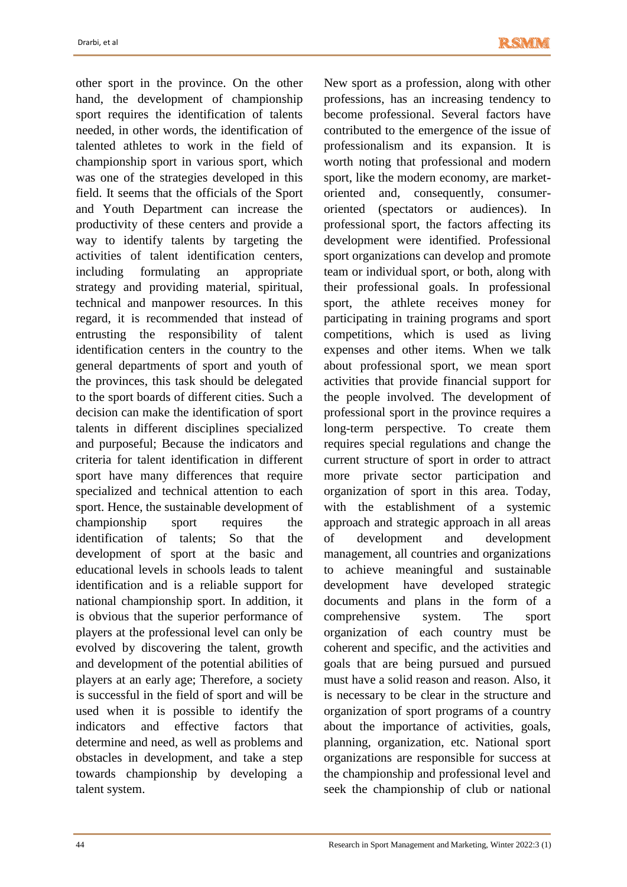other sport in the province. On the other hand, the development of championship sport requires the identification of talents needed, in other words, the identification of talented athletes to work in the field of championship sport in various sport, which was one of the strategies developed in this field. It seems that the officials of the Sport and Youth Department can increase the productivity of these centers and provide a way to identify talents by targeting the activities of talent identification centers, including formulating an appropriate strategy and providing material, spiritual, technical and manpower resources. In this regard, it is recommended that instead of entrusting the responsibility of talent identification centers in the country to the general departments of sport and youth of the provinces, this task should be delegated to the sport boards of different cities. Such a decision can make the identification of sport talents in different disciplines specialized and purposeful; Because the indicators and criteria for talent identification in different sport have many differences that require specialized and technical attention to each sport. Hence, the sustainable development of championship sport requires the identification of talents; So that the development of sport at the basic and educational levels in schools leads to talent identification and is a reliable support for national championship sport. In addition, it is obvious that the superior performance of players at the professional level can only be evolved by discovering the talent, growth and development of the potential abilities of players at an early age; Therefore, a society is successful in the field of sport and will be used when it is possible to identify the indicators and effective factors that determine and need, as well as problems and obstacles in development, and take a step towards championship by developing a talent system.

New sport as a profession, along with other professions, has an increasing tendency to become professional. Several factors have contributed to the emergence of the issue of professionalism and its expansion. It is worth noting that professional and modern sport, like the modern economy, are market-oriented and, consequently, consumer-oriented (spectators or audiences). In professional sport, the factors affecting its development were identified. Professional sport organizations can develop and promote team or individual sport, or both, along with their professional goals. In professional sport, the athlete receives money for participating in training programs and sport competitions, which is used as living expenses and other items. When we talk about professional sport, we mean sport activities that provide financial support for the people involved. The development of professional sport in the province requires a long-term perspective. To create them requires special regulations and change the current structure of sport in order to attract more private sector participation and organization of sport in this area. Today, with the establishment of a systemic approach and strategic approach in all areas of development and development management, all countries and organizations to achieve meaningful and sustainable development have developed strategic documents and plans in the form of a comprehensive system. The sport organization of each country must be coherent and specific, and the activities and goals that are being pursued and pursued must have a solid reason and reason. Also, it is necessary to be clear in the structure and organization of sport programs of a country about the importance of activities, goals, planning, organization, etc. National sport organizations are responsible for success at the championship and professional level and seek the championship of club or national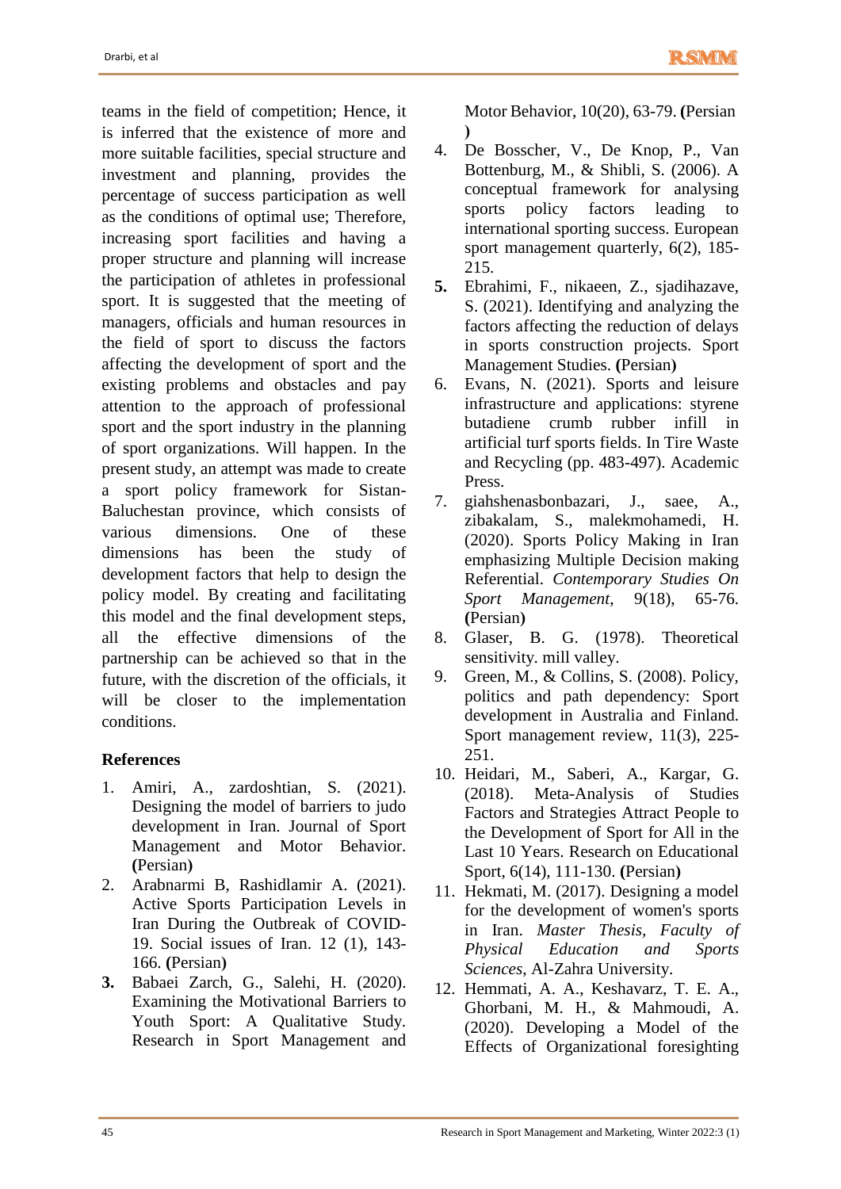teams in the field of competition; Hence, it is inferred that the existence of more and more suitable facilities, special structure and investment and planning, provides the percentage of success participation as well as the conditions of optimal use; Therefore, increasing sport facilities and having a proper structure and planning will increase the participation of athletes in professional sport. It is suggested that the meeting of managers, officials and human resources in the field of sport to discuss the factors affecting the development of sport and the existing problems and obstacles and pay attention to the approach of professional sport and the sport industry in the planning of sport organizations. Will happen. In the present study, an attempt was made to create a sport policy framework for Sistan-Baluchestan province, which consists of various dimensions. One of these dimensions has been the study of development factors that help to design the policy model. By creating and facilitating this model and the final development steps, all the effective dimensions of the partnership can be achieved so that in the future, with the discretion of the officials, it will be closer to the implementation conditions.

## References

1. Amiri, A., zardoshtian, S. (2021). Designing the model of barriers to judo development in Iran. Journal of Sport Management and Motor Behavior. **(**Persian**)**
2. Arabnarmi B, Rashidlamir A. (2021). Active Sports Participation Levels in Iran During the Outbreak of COVID-19. Social issues of Iran. 12 (1), 143-166. **(**Persian**)**
3. Babaei Zarch, G., Salehi, H. (2020). Examining the Motivational Barriers to Youth Sport: A Qualitative Study. Research in Sport Management and Motor Behavior, 10(20), 63-79. **(**Persian **)**
4. De Bosscher, V., De Knop, P., Van Bottenburg, M., & Shibli, S. (2006). A conceptual framework for analysing sports policy factors leading to international sporting success. European sport management quarterly, 6(2), 185-215.
5. Ebrahimi, F., nikaeen, Z., sjadihazave, S. (2021). Identifying and analyzing the factors affecting the reduction of delays in sports construction projects. Sport Management Studies. **(**Persian**)**
6. Evans, N. (2021). Sports and leisure infrastructure and applications: styrene butadiene crumb rubber infill in artificial turf sports fields. In Tire Waste and Recycling (pp. 483-497). Academic Press.
7. giahshenasbonbazari, J., saee, A., zibakalam, S., malekmohamedi, H. (2020). Sports Policy Making in Iran emphasizing Multiple Decision making Referential. *Contemporary Studies On Sport Management*, 9(18), 65-76. **(**Persian**)**
8. Glaser, B. G. (1978). Theoretical sensitivity. mill valley.
9. Green, M., & Collins, S. (2008). Policy, politics and path dependency: Sport development in Australia and Finland. Sport management review, 11(3), 225-251.
10. Heidari, M., Saberi, A., Kargar, G. (2018). Meta-Analysis of Studies Factors and Strategies Attract People to the Development of Sport for All in the Last 10 Years. Research on Educational Sport, 6(14), 111-130. **(**Persian**)**
11. Hekmati, M. (2017). Designing a model for the development of women's sports in Iran. *Master Thesis, Faculty of Physical Education and Sports Sciences*, Al-Zahra University.
12. Hemmati, A. A., Keshavarz, T. E. A., Ghorbani, M. H., & Mahmoudi, A. (2020). Developing a Model of the Effects of Organizational foresighting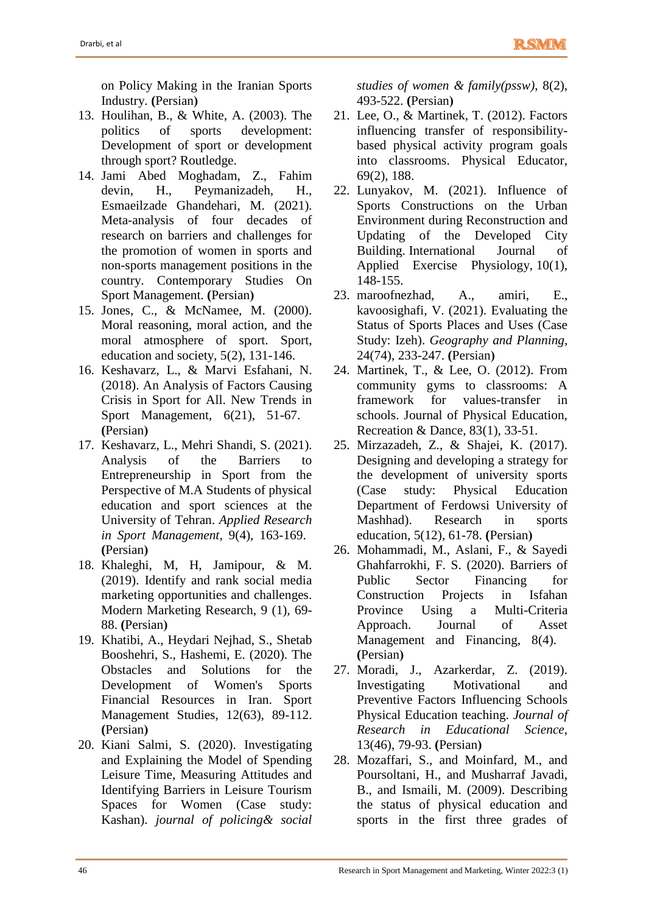on Policy Making in the Iranian Sports Industry. (Persian)

13. Houlihan, B., & White, A. (2003). The politics of sports development: Development of sport or development through sport? Routledge.
14. Jami Abed Moghadam, Z., Fahim devin, H., Peymanizadeh, H., Esmaeilzade Ghandehari, M. (2021). Meta-analysis of four decades of research on barriers and challenges for the promotion of women in sports and non-sports management positions in the country. Contemporary Studies On Sport Management. (Persian)
15. Jones, C., & McNamee, M. (2000). Moral reasoning, moral action, and the moral atmosphere of sport. Sport, education and society, 5(2), 131-146.
16. Keshavarz, L., & Marvi Esfahani, N. (2018). An Analysis of Factors Causing Crisis in Sport for All. New Trends in Sport Management, 6(21), 51-67. (Persian)
17. Keshavarz, L., Mehri Shandi, S. (2021). Analysis of the Barriers to Entrepreneurship in Sport from the Perspective of M.A Students of physical education and sport sciences at the University of Tehran. *Applied Research in Sport Management*, 9(4), 163-169. (Persian)
18. Khaleghi, M, H, Jamipour, & M. (2019). Identify and rank social media marketing opportunities and challenges. Modern Marketing Research, 9 (1), 69-88. (Persian)
19. Khatibi, A., Heydari Nejhad, S., Shetab Booshehri, S., Hashemi, E. (2020). The Obstacles and Solutions for the Development of Women's Sports Financial Resources in Iran. Sport Management Studies, 12(63), 89-112. (Persian)
20. Kiani Salmi, S. (2020). Investigating and Explaining the Model of Spending Leisure Time, Measuring Attitudes and Identifying Barriers in Leisure Tourism Spaces for Women (Case study: Kashan). *journal of policing& social studies of women & family(pssw)*, 8(2), 493-522. (Persian)
21. Lee, O., & Martinek, T. (2012). Factors influencing transfer of responsibility-based physical activity program goals into classrooms. Physical Educator, 69(2), 188.
22. Lunyakov, M. (2021). Influence of Sports Constructions on the Urban Environment during Reconstruction and Updating of the Developed City Building. International Journal of Applied Exercise Physiology, 10(1), 148-155.
23. maroofnezhad, A., amiri, E., kavoosighafi, V. (2021). Evaluating the Status of Sports Places and Uses (Case Study: Izeh). *Geography and Planning*, 24(74), 233-247. (Persian)
24. Martinek, T., & Lee, O. (2012). From community gyms to classrooms: A framework for values-transfer in schools. Journal of Physical Education, Recreation & Dance, 83(1), 33-51.
25. Mirzazadeh, Z., & Shajei, K. (2017). Designing and developing a strategy for the development of university sports (Case study: Physical Education Department of Ferdowsi University of Mashhad). Research in sports education, 5(12), 61-78. (Persian)
26. Mohammadi, M., Aslani, F., & Sayedi Ghahfarrokhi, F. S. (2020). Barriers of Public Sector Financing for Construction Projects in Isfahan Province Using a Multi-Criteria Approach. Journal of Asset Management and Financing, 8(4). (Persian)
27. Moradi, J., Azarkerdar, Z. (2019). Investigating Motivational and Preventive Factors Influencing Schools Physical Education teaching. *Journal of Research in Educational Science*, 13(46), 79-93. (Persian)
28. Mozaffari, S., and Moinfard, M., and Poursoltani, H., and Musharraf Javadi, B., and Ismaili, M. (2009). Describing the status of physical education and sports in the first three grades of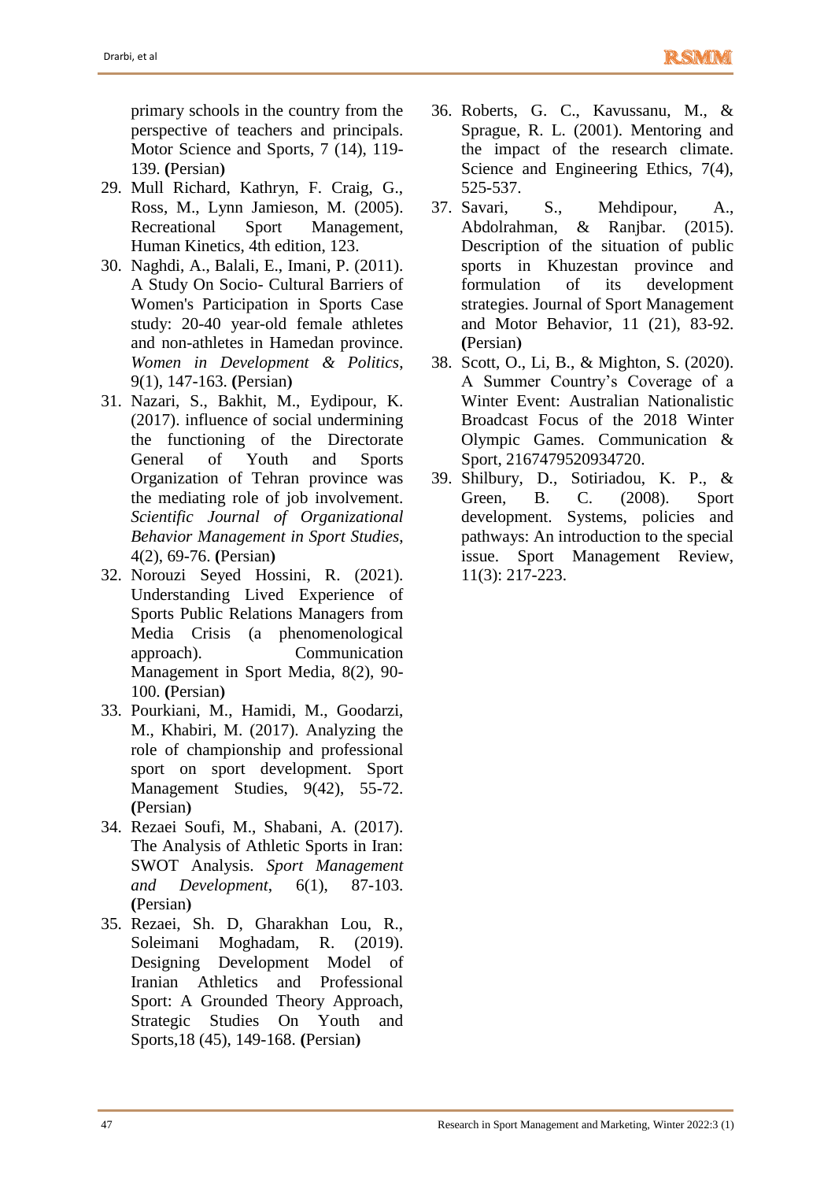primary schools in the country from the perspective of teachers and principals. Motor Science and Sports, 7 (14), 119-139. **(**Persian**)**

29. Mull Richard, Kathryn, F. Craig, G., Ross, M., Lynn Jamieson, M. (2005). Recreational Sport Management, Human Kinetics, 4th edition, 123.
30. Naghdi, A., Balali, E., Imani, P. (2011). A Study On Socio- Cultural Barriers of Women's Participation in Sports Case study: 20-40 year-old female athletes and non-athletes in Hamedan province. *Women in Development & Politics*, 9(1), 147-163. **(**Persian**)**
31. Nazari, S., Bakhit, M., Eydipour, K. (2017). influence of social undermining the functioning of the Directorate General of Youth and Sports Organization of Tehran province was the mediating role of job involvement. *Scientific Journal of Organizational Behavior Management in Sport Studies*, 4(2), 69-76. **(**Persian**)**
32. Norouzi Seyed Hossini, R. (2021). Understanding Lived Experience of Sports Public Relations Managers from Media Crisis (a phenomenological approach). Communication Management in Sport Media, 8(2), 90-100. **(**Persian**)**
33. Pourkiani, M., Hamidi, M., Goodarzi, M., Khabiri, M. (2017). Analyzing the role of championship and professional sport on sport development. Sport Management Studies, 9(42), 55-72. **(**Persian**)**
34. Rezaei Soufi, M., Shabani, A. (2017). The Analysis of Athletic Sports in Iran: SWOT Analysis. *Sport Management and Development*, 6(1), 87-103. **(**Persian**)**
35. Rezaei, Sh. D, Gharakhan Lou, R., Soleimani Moghadam, R. (2019). Designing Development Model of Iranian Athletics and Professional Sport: A Grounded Theory Approach, Strategic Studies On Youth and Sports,18 (45), 149-168. **(**Persian**)**
36. Roberts, G. C., Kavussanu, M., & Sprague, R. L. (2001). Mentoring and the impact of the research climate. Science and Engineering Ethics, 7(4), 525-537.
37. Savari, S., Mehdipour, A., Abdolrahman, & Ranjbar. (2015). Description of the situation of public sports in Khuzestan province and formulation of its development strategies. Journal of Sport Management and Motor Behavior, 11 (21), 83-92. **(**Persian**)**
38. Scott, O., Li, B., & Mighton, S. (2020). A Summer Country's Coverage of a Winter Event: Australian Nationalistic Broadcast Focus of the 2018 Winter Olympic Games. Communication & Sport, 2167479520934720.
39. Shilbury, D., Sotiriadou, K. P., & Green, B. C. (2008). Sport development. Systems, policies and pathways: An introduction to the special issue. Sport Management Review, 11(3): 217-223.